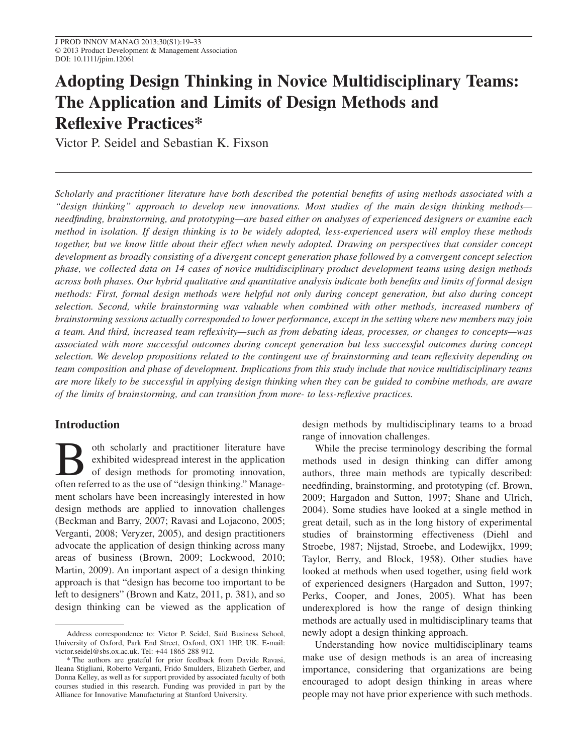# Adopting Design Thinking in Novice Multidisciplinary Teams: The Application and Limits of Design Methods and Reflexive Practices*

Victor P. Seidel and Sebastian K. Fixson

*Scholarly and practitioner literature have both described the potential benefits of using methods associated with a "design thinking" approach to develop new innovations. Most studies of the main design thinking methods—needfinding, brainstorming, and prototyping—are based either on analyses of experienced designers or examine each method in isolation. If design thinking is to be widely adopted, less-experienced users will employ these methods together, but we know little about their effect when newly adopted. Drawing on perspectives that consider concept development as broadly consisting of a divergent concept generation phase followed by a convergent concept selection phase, we collected data on 14 cases of novice multidisciplinary product development teams using design methods across both phases. Our hybrid qualitative and quantitative analysis indicate both benefits and limits of formal design methods: First, formal design methods were helpful not only during concept generation, but also during concept selection. Second, while brainstorming was valuable when combined with other methods, increased numbers of brainstorming sessions actually corresponded to lower performance, except in the setting where new members may join a team. And third, increased team reflexivity—such as from debating ideas, processes, or changes to concepts—was associated with more successful outcomes during concept generation but less successful outcomes during concept selection. We develop propositions related to the contingent use of brainstorming and team reflexivity depending on team composition and phase of development. Implications from this study include that novice multidisciplinary teams are more likely to be successful in applying design thinking when they can be guided to combine methods, are aware of the limits of brainstorming, and can transition from more- to less-reflexive practices.*

## Introduction

Both scholarly and practitioner literature have exhibited widespread interest in the application of design methods for promoting innovation, often referred to as the use of "design thinking." Management scholars have been increasingly interested in how design methods are applied to innovation challenges (Beckman and Barry, 2007; Ravasi and Lojacono, 2005; Verganti, 2008; Veryzer, 2005), and design practitioners advocate the application of design thinking across many areas of business (Brown, 2009; Lockwood, 2010; Martin, 2009). An important aspect of a design thinking approach is that "design has become too important to be left to designers" (Brown and Katz, 2011, p. 381), and so design thinking can be viewed as the application of design methods by multidisciplinary teams to a broad range of innovation challenges.

While the precise terminology describing the formal methods used in design thinking can differ among authors, three main methods are typically described: needfinding, brainstorming, and prototyping (cf. Brown, 2009; Hargadon and Sutton, 1997; Shane and Ulrich, 2004). Some studies have looked at a single method in great detail, such as in the long history of experimental studies of brainstorming effectiveness (Diehl and Stroebe, 1987; Nijstad, Stroebe, and Lodewijkx, 1999; Taylor, Berry, and Block, 1958). Other studies have looked at methods when used together, using field work of experienced designers (Hargadon and Sutton, 1997; Perks, Cooper, and Jones, 2005). What has been underexplored is how the range of design thinking methods are actually used in multidisciplinary teams that newly adopt a design thinking approach.

Understanding how novice multidisciplinary teams make use of design methods is an area of increasing importance, considering that organizations are being encouraged to adopt design thinking in areas where people may not have prior experience with such methods.

---

Address correspondence to: Victor P. Seidel, Saïd Business School, University of Oxford, Park End Street, Oxford, OX1 1HP, UK. E-mail: victor.seidel@sbs.ox.ac.uk. Tel: +44 1865 288 912.

\* The authors are grateful for prior feedback from Davide Ravasi, Ileana Stigliani, Roberto Verganti, Frido Smulders, Elizabeth Gerber, and Donna Kelley, as well as for support provided by associated faculty of both courses studied in this research. Funding was provided in part by the Alliance for Innovative Manufacturing at Stanford University.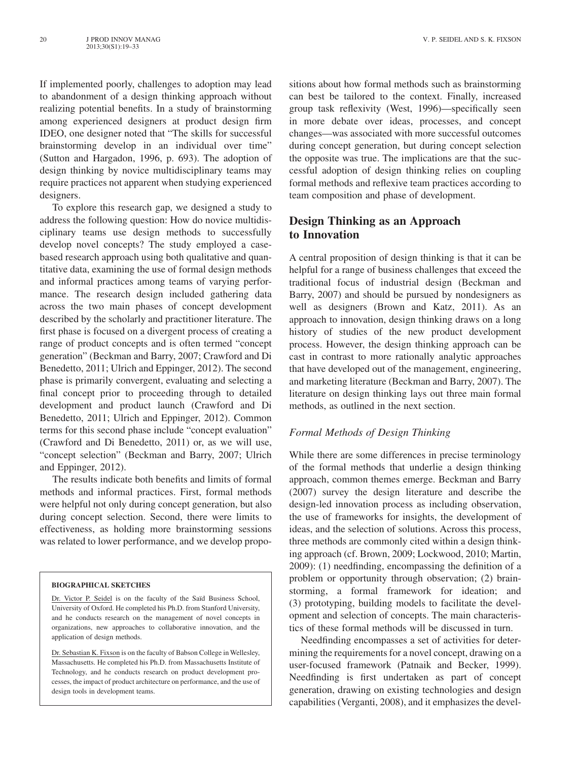If implemented poorly, challenges to adoption may lead to abandonment of a design thinking approach without realizing potential benefits. In a study of brainstorming among experienced designers at product design firm IDEO, one designer noted that "The skills for successful brainstorming develop in an individual over time" (Sutton and Hargadon, 1996, p. 693). The adoption of design thinking by novice multidisciplinary teams may require practices not apparent when studying experienced designers.

To explore this research gap, we designed a study to address the following question: How do novice multidisciplinary teams use design methods to successfully develop novel concepts? The study employed a case-based research approach using both qualitative and quantitative data, examining the use of formal design methods and informal practices among teams of varying performance. The research design included gathering data across the two main phases of concept development described by the scholarly and practitioner literature. The first phase is focused on a divergent process of creating a range of product concepts and is often termed "concept generation" (Beckman and Barry, 2007; Crawford and Di Benedetto, 2011; Ulrich and Eppinger, 2012). The second phase is primarily convergent, evaluating and selecting a final concept prior to proceeding through to detailed development and product launch (Crawford and Di Benedetto, 2011; Ulrich and Eppinger, 2012). Common terms for this second phase include "concept evaluation" (Crawford and Di Benedetto, 2011) or, as we will use, "concept selection" (Beckman and Barry, 2007; Ulrich and Eppinger, 2012).

The results indicate both benefits and limits of formal methods and informal practices. First, formal methods were helpful not only during concept generation, but also during concept selection. Second, there were limits to effectiveness, as holding more brainstorming sessions was related to lower performance, and we develop propositions about how formal methods such as brainstorming can best be tailored to the context. Finally, increased group task reflexivity (West, 1996)—specifically seen in more debate over ideas, processes, and concept changes—was associated with more successful outcomes during concept generation, but during concept selection the opposite was true. The implications are that the successful adoption of design thinking relies on coupling formal methods and reflexive team practices according to team composition and phase of development.

**BIOGRAPHICAL SKETCHES**

Dr. Victor P. Seidel is on the faculty of the Saïd Business School, University of Oxford. He completed his Ph.D. from Stanford University, and he conducts research on the management of novel concepts in organizations, new approaches to collaborative innovation, and the application of design methods.

Dr. Sebastian K. Fixson is on the faculty of Babson College in Wellesley, Massachusetts. He completed his Ph.D. from Massachusetts Institute of Technology, and he conducts research on product development processes, the impact of product architecture on performance, and the use of design tools in development teams.

## Design Thinking as an Approach to Innovation

A central proposition of design thinking is that it can be helpful for a range of business challenges that exceed the traditional focus of industrial design (Beckman and Barry, 2007) and should be pursued by nondesigners as well as designers (Brown and Katz, 2011). As an approach to innovation, design thinking draws on a long history of studies of the new product development process. However, the design thinking approach can be cast in contrast to more rationally analytic approaches that have developed out of the management, engineering, and marketing literature (Beckman and Barry, 2007). The literature on design thinking lays out three main formal methods, as outlined in the next section.

### *Formal Methods of Design Thinking*

While there are some differences in precise terminology of the formal methods that underlie a design thinking approach, common themes emerge. Beckman and Barry (2007) survey the design literature and describe the design-led innovation process as including observation, the use of frameworks for insights, the development of ideas, and the selection of solutions. Across this process, three methods are commonly cited within a design thinking approach (cf. Brown, 2009; Lockwood, 2010; Martin, 2009): (1) needfinding, encompassing the definition of a problem or opportunity through observation; (2) brainstorming, a formal framework for ideation; and (3) prototyping, building models to facilitate the development and selection of concepts. The main characteristics of these formal methods will be discussed in turn.

Needfinding encompasses a set of activities for determining the requirements for a novel concept, drawing on a user-focused framework (Patnaik and Becker, 1999). Needfinding is first undertaken as part of concept generation, drawing on existing technologies and design capabilities (Verganti, 2008), and it emphasizes the devel-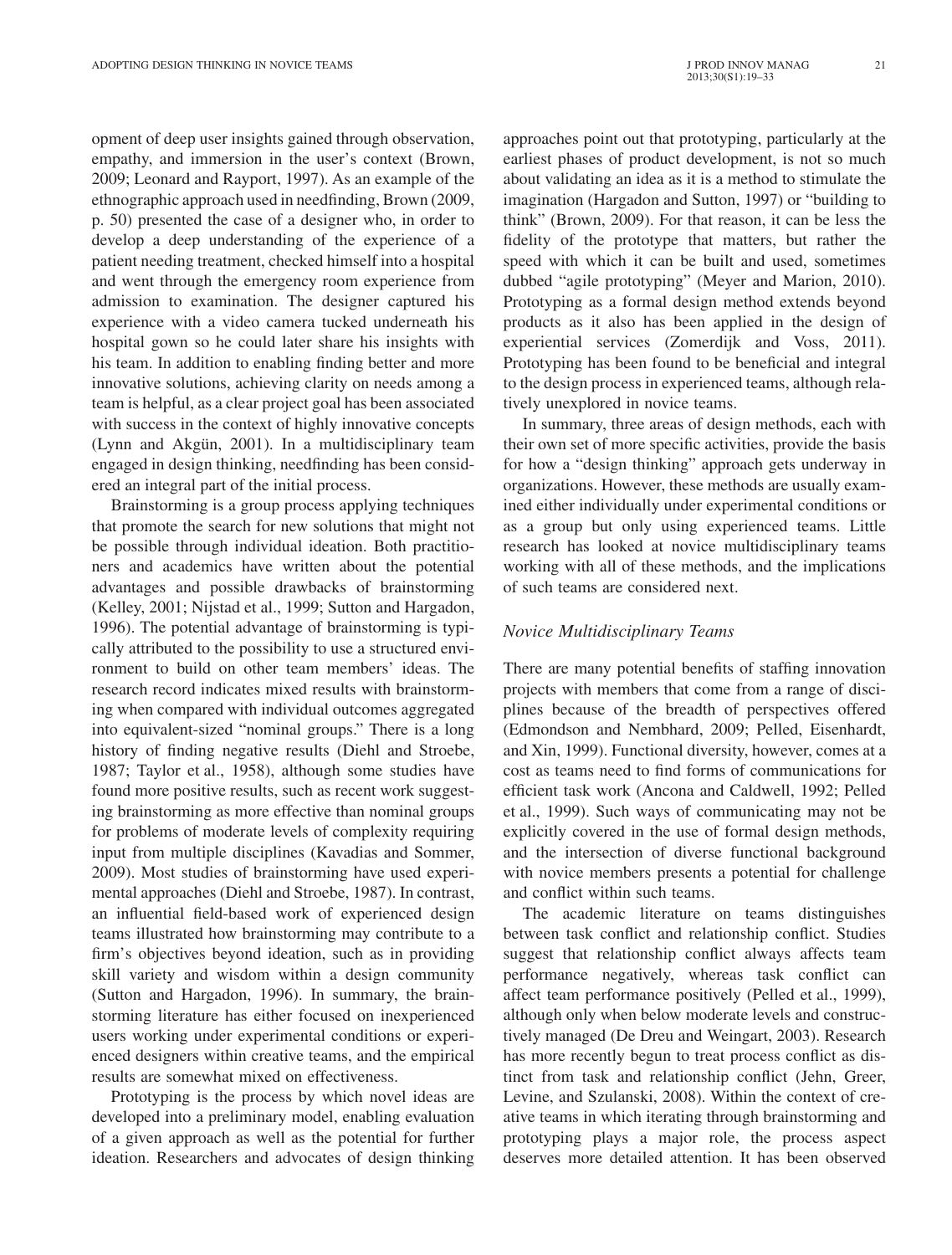opment of deep user insights gained through observation, empathy, and immersion in the user's context (Brown, 2009; Leonard and Rayport, 1997). As an example of the ethnographic approach used in needfinding, Brown (2009, p. 50) presented the case of a designer who, in order to develop a deep understanding of the experience of a patient needing treatment, checked himself into a hospital and went through the emergency room experience from admission to examination. The designer captured his experience with a video camera tucked underneath his hospital gown so he could later share his insights with his team. In addition to enabling finding better and more innovative solutions, achieving clarity on needs among a team is helpful, as a clear project goal has been associated with success in the context of highly innovative concepts (Lynn and Akgün, 2001). In a multidisciplinary team engaged in design thinking, needfinding has been considered an integral part of the initial process.

Brainstorming is a group process applying techniques that promote the search for new solutions that might not be possible through individual ideation. Both practitioners and academics have written about the potential advantages and possible drawbacks of brainstorming (Kelley, 2001; Nijstad et al., 1999; Sutton and Hargadon, 1996). The potential advantage of brainstorming is typically attributed to the possibility to use a structured environment to build on other team members' ideas. The research record indicates mixed results with brainstorming when compared with individual outcomes aggregated into equivalent-sized "nominal groups." There is a long history of finding negative results (Diehl and Stroebe, 1987; Taylor et al., 1958), although some studies have found more positive results, such as recent work suggesting brainstorming as more effective than nominal groups for problems of moderate levels of complexity requiring input from multiple disciplines (Kavadias and Sommer, 2009). Most studies of brainstorming have used experimental approaches (Diehl and Stroebe, 1987). In contrast, an influential field-based work of experienced design teams illustrated how brainstorming may contribute to a firm's objectives beyond ideation, such as in providing skill variety and wisdom within a design community (Sutton and Hargadon, 1996). In summary, the brainstorming literature has either focused on inexperienced users working under experimental conditions or experienced designers within creative teams, and the empirical results are somewhat mixed on effectiveness.

Prototyping is the process by which novel ideas are developed into a preliminary model, enabling evaluation of a given approach as well as the potential for further ideation. Researchers and advocates of design thinking approaches point out that prototyping, particularly at the earliest phases of product development, is not so much about validating an idea as it is a method to stimulate the imagination (Hargadon and Sutton, 1997) or "building to think" (Brown, 2009). For that reason, it can be less the fidelity of the prototype that matters, but rather the speed with which it can be built and used, sometimes dubbed "agile prototyping" (Meyer and Marion, 2010). Prototyping as a formal design method extends beyond products as it also has been applied in the design of experiential services (Zomerdijk and Voss, 2011). Prototyping has been found to be beneficial and integral to the design process in experienced teams, although relatively unexplored in novice teams.

In summary, three areas of design methods, each with their own set of more specific activities, provide the basis for how a "design thinking" approach gets underway in organizations. However, these methods are usually examined either individually under experimental conditions or as a group but only using experienced teams. Little research has looked at novice multidisciplinary teams working with all of these methods, and the implications of such teams are considered next.

### *Novice Multidisciplinary Teams*

There are many potential benefits of staffing innovation projects with members that come from a range of disciplines because of the breadth of perspectives offered (Edmondson and Nembhard, 2009; Pelled, Eisenhardt, and Xin, 1999). Functional diversity, however, comes at a cost as teams need to find forms of communications for efficient task work (Ancona and Caldwell, 1992; Pelled et al., 1999). Such ways of communicating may not be explicitly covered in the use of formal design methods, and the intersection of diverse functional background with novice members presents a potential for challenge and conflict within such teams.

The academic literature on teams distinguishes between task conflict and relationship conflict. Studies suggest that relationship conflict always affects team performance negatively, whereas task conflict can affect team performance positively (Pelled et al., 1999), although only when below moderate levels and constructively managed (De Dreu and Weingart, 2003). Research has more recently begun to treat process conflict as distinct from task and relationship conflict (Jehn, Greer, Levine, and Szulanski, 2008). Within the context of creative teams in which iterating through brainstorming and prototyping plays a major role, the process aspect deserves more detailed attention. It has been observed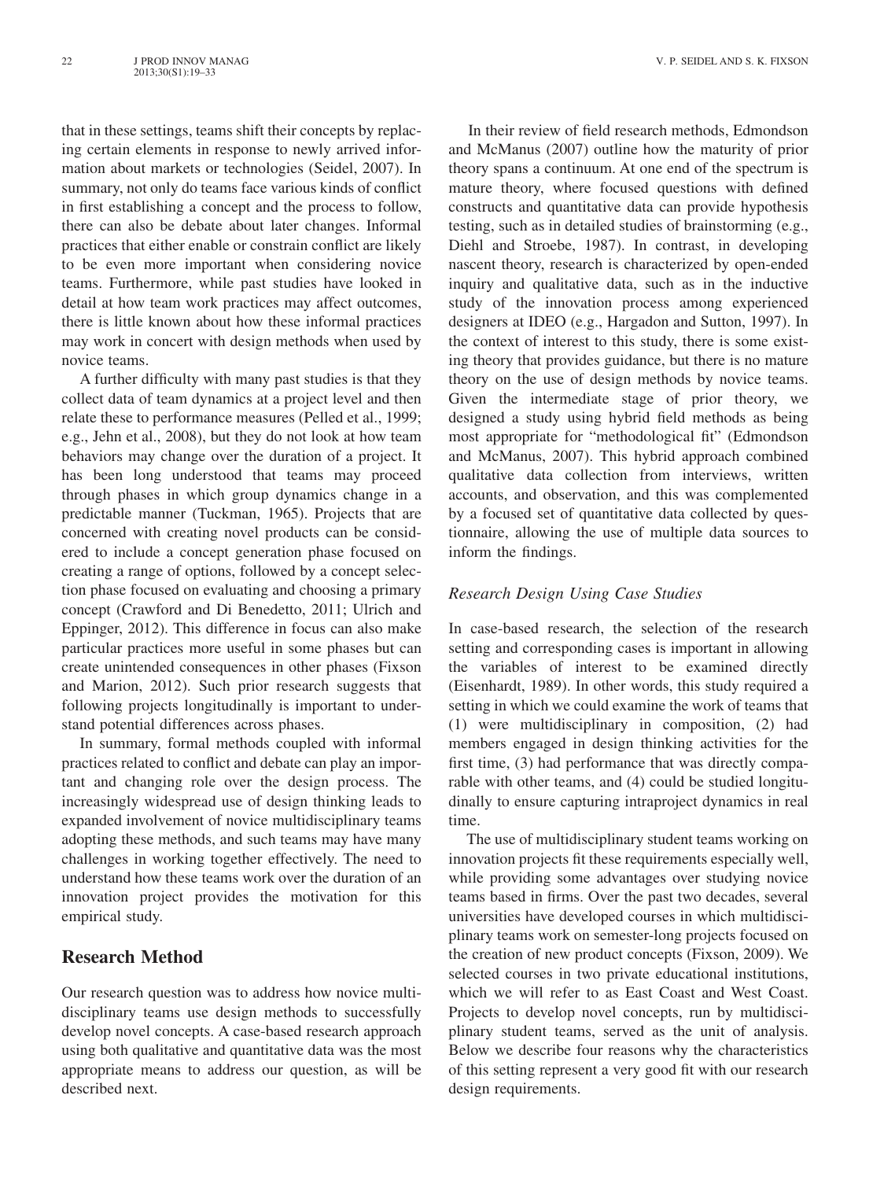that in these settings, teams shift their concepts by replacing certain elements in response to newly arrived information about markets or technologies (Seidel, 2007). In summary, not only do teams face various kinds of conflict in first establishing a concept and the process to follow, there can also be debate about later changes. Informal practices that either enable or constrain conflict are likely to be even more important when considering novice teams. Furthermore, while past studies have looked in detail at how team work practices may affect outcomes, there is little known about how these informal practices may work in concert with design methods when used by novice teams.

A further difficulty with many past studies is that they collect data of team dynamics at a project level and then relate these to performance measures (Pelled et al., 1999; e.g., Jehn et al., 2008), but they do not look at how team behaviors may change over the duration of a project. It has been long understood that teams may proceed through phases in which group dynamics change in a predictable manner (Tuckman, 1965). Projects that are concerned with creating novel products can be considered to include a concept generation phase focused on creating a range of options, followed by a concept selection phase focused on evaluating and choosing a primary concept (Crawford and Di Benedetto, 2011; Ulrich and Eppinger, 2012). This difference in focus can also make particular practices more useful in some phases but can create unintended consequences in other phases (Fixson and Marion, 2012). Such prior research suggests that following projects longitudinally is important to understand potential differences across phases.

In summary, formal methods coupled with informal practices related to conflict and debate can play an important and changing role over the design process. The increasingly widespread use of design thinking leads to expanded involvement of novice multidisciplinary teams adopting these methods, and such teams may have many challenges in working together effectively. The need to understand how these teams work over the duration of an innovation project provides the motivation for this empirical study.

## Research Method

Our research question was to address how novice multidisciplinary teams use design methods to successfully develop novel concepts. A case-based research approach using both qualitative and quantitative data was the most appropriate means to address our question, as will be described next.

In their review of field research methods, Edmondson and McManus (2007) outline how the maturity of prior theory spans a continuum. At one end of the spectrum is mature theory, where focused questions with defined constructs and quantitative data can provide hypothesis testing, such as in detailed studies of brainstorming (e.g., Diehl and Stroebe, 1987). In contrast, in developing nascent theory, research is characterized by open-ended inquiry and qualitative data, such as in the inductive study of the innovation process among experienced designers at IDEO (e.g., Hargadon and Sutton, 1997). In the context of interest to this study, there is some existing theory that provides guidance, but there is no mature theory on the use of design methods by novice teams. Given the intermediate stage of prior theory, we designed a study using hybrid field methods as being most appropriate for "methodological fit" (Edmondson and McManus, 2007). This hybrid approach combined qualitative data collection from interviews, written accounts, and observation, and this was complemented by a focused set of quantitative data collected by questionnaire, allowing the use of multiple data sources to inform the findings.

### *Research Design Using Case Studies*

In case-based research, the selection of the research setting and corresponding cases is important in allowing the variables of interest to be examined directly (Eisenhardt, 1989). In other words, this study required a setting in which we could examine the work of teams that (1) were multidisciplinary in composition, (2) had members engaged in design thinking activities for the first time, (3) had performance that was directly comparable with other teams, and (4) could be studied longitudinally to ensure capturing intraproject dynamics in real time.

The use of multidisciplinary student teams working on innovation projects fit these requirements especially well, while providing some advantages over studying novice teams based in firms. Over the past two decades, several universities have developed courses in which multidisciplinary teams work on semester-long projects focused on the creation of new product concepts (Fixson, 2009). We selected courses in two private educational institutions, which we will refer to as East Coast and West Coast. Projects to develop novel concepts, run by multidisciplinary student teams, served as the unit of analysis. Below we describe four reasons why the characteristics of this setting represent a very good fit with our research design requirements.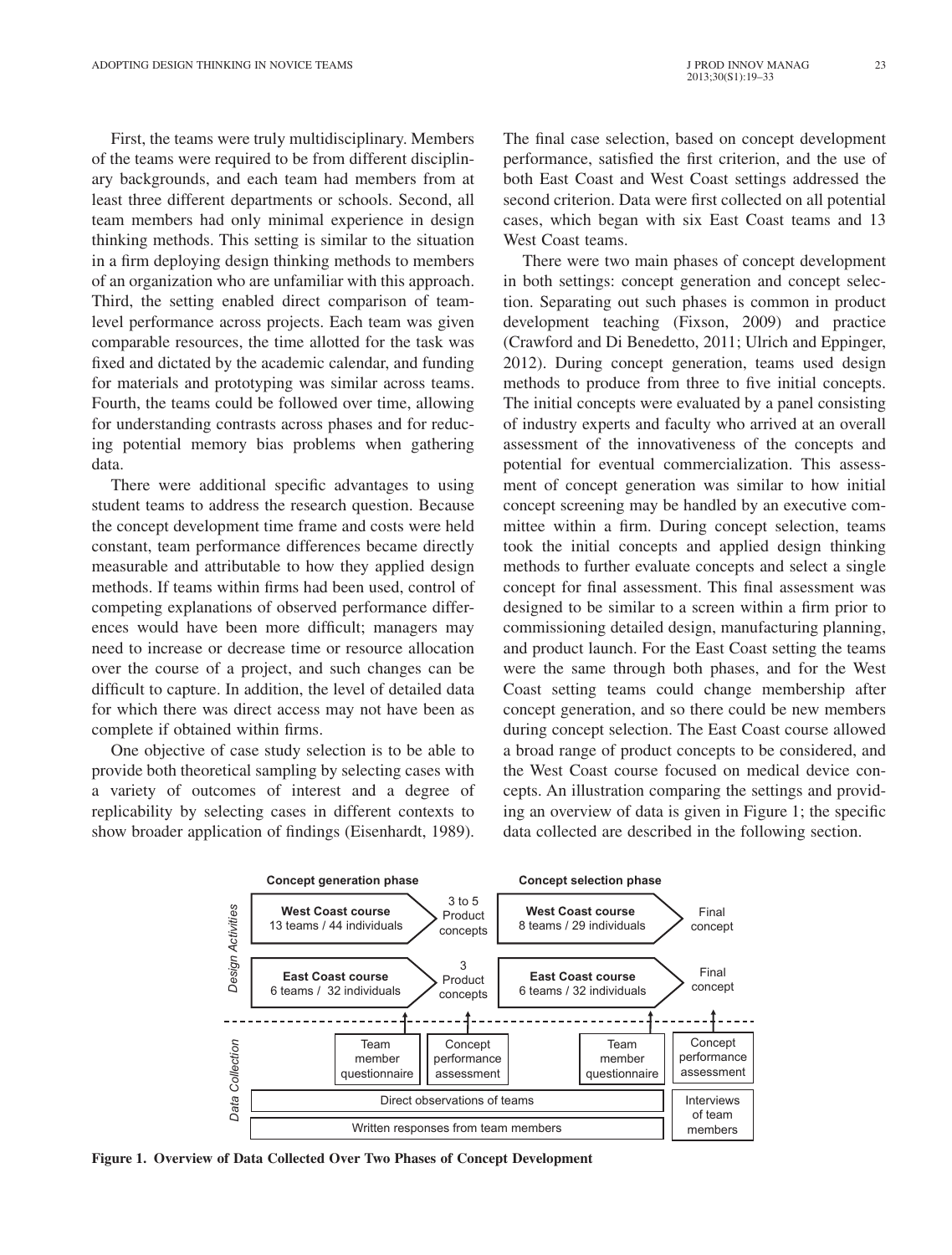First, the teams were truly multidisciplinary. Members of the teams were required to be from different disciplinary backgrounds, and each team had members from at least three different departments or schools. Second, all team members had only minimal experience in design thinking methods. This setting is similar to the situation in a firm deploying design thinking methods to members of an organization who are unfamiliar with this approach. Third, the setting enabled direct comparison of team-level performance across projects. Each team was given comparable resources, the time allotted for the task was fixed and dictated by the academic calendar, and funding for materials and prototyping was similar across teams. Fourth, the teams could be followed over time, allowing for understanding contrasts across phases and for reducing potential memory bias problems when gathering data.

There were additional specific advantages to using student teams to address the research question. Because the concept development time frame and costs were held constant, team performance differences became directly measurable and attributable to how they applied design methods. If teams within firms had been used, control of competing explanations of observed performance differences would have been more difficult; managers may need to increase or decrease time or resource allocation over the course of a project, and such changes can be difficult to capture. In addition, the level of detailed data for which there was direct access may not have been as complete if obtained within firms.

One objective of case study selection is to be able to provide both theoretical sampling by selecting cases with a variety of outcomes of interest and a degree of replicability by selecting cases in different contexts to show broader application of findings (Eisenhardt, 1989). The final case selection, based on concept development performance, satisfied the first criterion, and the use of both East Coast and West Coast settings addressed the second criterion. Data were first collected on all potential cases, which began with six East Coast teams and 13 West Coast teams.

There were two main phases of concept development in both settings: concept generation and concept selection. Separating out such phases is common in product development teaching (Fixson, 2009) and practice (Crawford and Di Benedetto, 2011; Ulrich and Eppinger, 2012). During concept generation, teams used design methods to produce from three to five initial concepts. The initial concepts were evaluated by a panel consisting of industry experts and faculty who arrived at an overall assessment of the innovativeness of the concepts and potential for eventual commercialization. This assessment of concept generation was similar to how initial concept screening may be handled by an executive committee within a firm. During concept selection, teams took the initial concepts and applied design thinking methods to further evaluate concepts and select a single concept for final assessment. This final assessment was designed to be similar to a screen within a firm prior to commissioning detailed design, manufacturing planning, and product launch. For the East Coast setting the teams were the same through both phases, and for the West Coast setting teams could change membership after concept generation, and so there could be new members during concept selection. The East Coast course allowed a broad range of product concepts to be considered, and the West Coast course focused on medical device concepts. An illustration comparing the settings and providing an overview of data is given in Figure 1; the specific data collected are described in the following section.

| | Concept generation phase | | Concept selection phase | |
|---|---|---|---|---|
| *Design Activities* | **West Coast course** 13 teams / 44 individuals | 3 to 5 Product concepts | **West Coast course** 8 teams / 29 individuals | Final concept |
| | **East Coast course** 6 teams / 32 individuals | 3 Product concepts | **East Coast course** 6 teams / 32 individuals | Final concept |
| *Data Collection* | Team member questionnaire | Concept performance assessment | Team member questionnaire | Concept performance assessment |
| | Direct observations of teams | | | Interviews of team members |
| | Written responses from team members | | | |

**Figure 1. Overview of Data Collected Over Two Phases of Concept Development**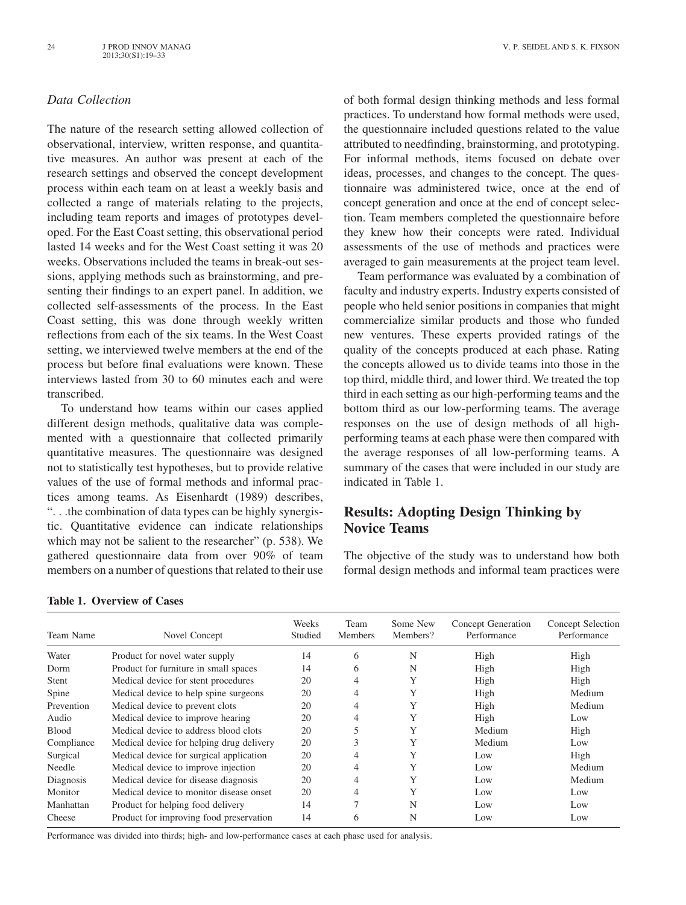### *Data Collection*

The nature of the research setting allowed collection of observational, interview, written response, and quantitative measures. An author was present at each of the research settings and observed the concept development process within each team on at least a weekly basis and collected a range of materials relating to the projects, including team reports and images of prototypes developed. For the East Coast setting, this observational period lasted 14 weeks and for the West Coast setting it was 20 weeks. Observations included the teams in break-out sessions, applying methods such as brainstorming, and presenting their findings to an expert panel. In addition, we collected self-assessments of the process. In the East Coast setting, this was done through weekly written reflections from each of the six teams. In the West Coast setting, we interviewed twelve members at the end of the process but before final evaluations were known. These interviews lasted from 30 to 60 minutes each and were transcribed.

To understand how teams within our cases applied different design methods, qualitative data was complemented with a questionnaire that collected primarily quantitative measures. The questionnaire was designed not to statistically test hypotheses, but to provide relative values of the use of formal methods and informal practices among teams. As Eisenhardt (1989) describes, ". . .the combination of data types can be highly synergistic. Quantitative evidence can indicate relationships which may not be salient to the researcher" (p. 538). We gathered questionnaire data from over 90% of team members on a number of questions that related to their use of both formal design thinking methods and less formal practices. To understand how formal methods were used, the questionnaire included questions related to the value attributed to needfinding, brainstorming, and prototyping. For informal methods, items focused on debate over ideas, processes, and changes to the concept. The questionnaire was administered twice, once at the end of concept generation and once at the end of concept selection. Team members completed the questionnaire before they knew how their concepts were rated. Individual assessments of the use of methods and practices were averaged to gain measurements at the project team level.

Team performance was evaluated by a combination of faculty and industry experts. Industry experts consisted of people who held senior positions in companies that might commercialize similar products and those who funded new ventures. These experts provided ratings of the quality of the concepts produced at each phase. Rating the concepts allowed us to divide teams into those in the top third, middle third, and lower third. We treated the top third in each setting as our high-performing teams and the bottom third as our low-performing teams. The average responses on the use of design methods of all high-performing teams at each phase were then compared with the average responses of all low-performing teams. A summary of the cases that were included in our study are indicated in Table 1.

## Results: Adopting Design Thinking by Novice Teams

The objective of the study was to understand how both formal design methods and informal team practices were

**Table 1. Overview of Cases**

| Team Name | Novel Concept | Weeks Studied | Team Members | Some New Members? | Concept Generation Performance | Concept Selection Performance |
|---|---|---|---|---|---|---|
| Water | Product for novel water supply | 14 | 6 | N | High | High |
| Dorm | Product for furniture in small spaces | 14 | 6 | N | High | High |
| Stent | Medical device for stent procedures | 20 | 4 | Y | High | High |
| Spine | Medical device to help spine surgeons | 20 | 4 | Y | High | Medium |
| Prevention | Medical device to prevent clots | 20 | 4 | Y | High | Medium |
| Audio | Medical device to improve hearing | 20 | 4 | Y | High | Low |
| Blood | Medical device to address blood clots | 20 | 5 | Y | Medium | High |
| Compliance | Medical device for helping drug delivery | 20 | 3 | Y | Medium | Low |
| Surgical | Medical device for surgical application | 20 | 4 | Y | Low | High |
| Needle | Medical device to improve injection | 20 | 4 | Y | Low | Medium |
| Diagnosis | Medical device for disease diagnosis | 20 | 4 | Y | Low | Medium |
| Monitor | Medical device to monitor disease onset | 20 | 4 | Y | Low | Low |
| Manhattan | Product for helping food delivery | 14 | 7 | N | Low | Low |
| Cheese | Product for improving food preservation | 14 | 6 | N | Low | Low |

Performance was divided into thirds; high- and low-performance cases at each phase used for analysis.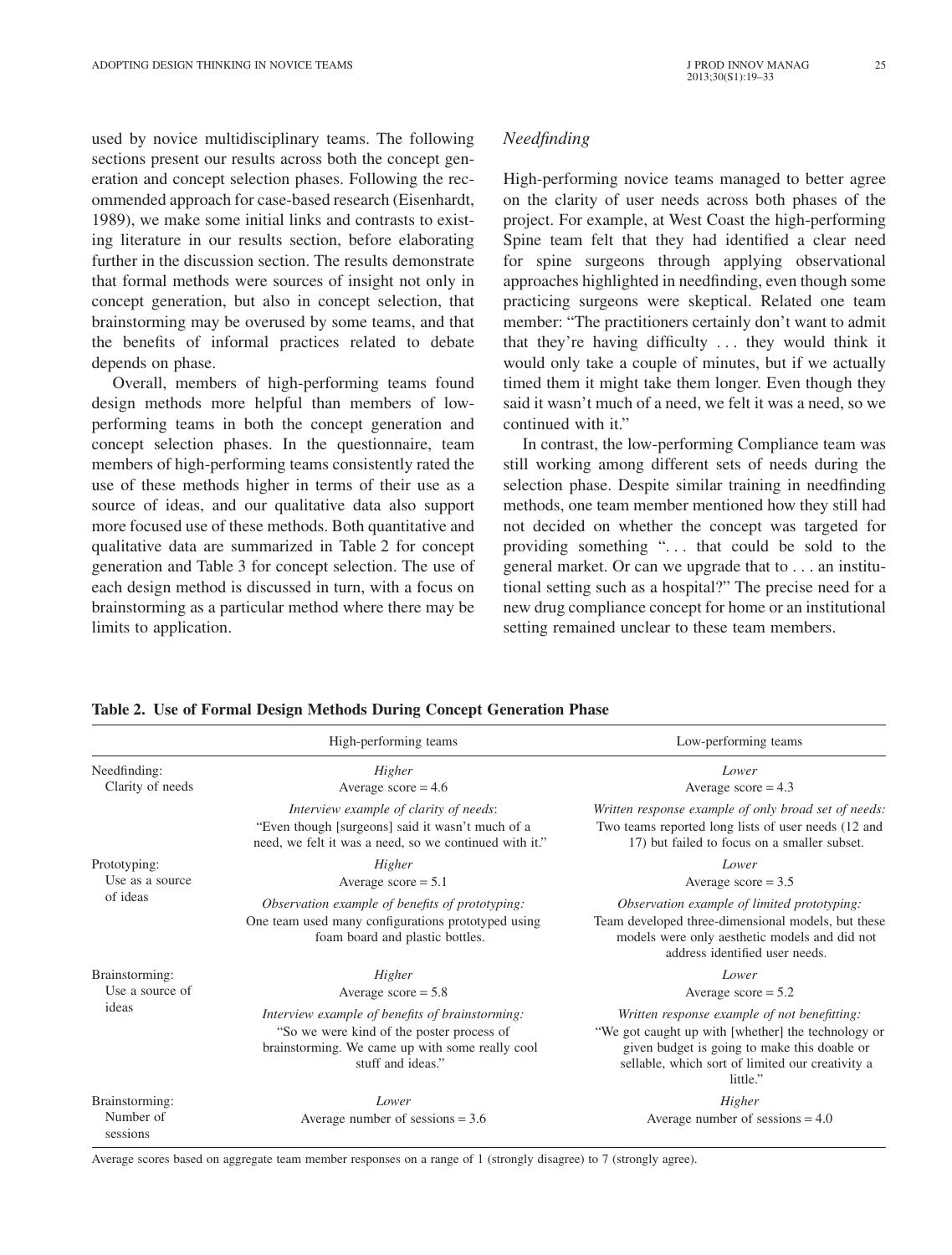used by novice multidisciplinary teams. The following sections present our results across both the concept generation and concept selection phases. Following the recommended approach for case-based research (Eisenhardt, 1989), we make some initial links and contrasts to existing literature in our results section, before elaborating further in the discussion section. The results demonstrate that formal methods were sources of insight not only in concept generation, but also in concept selection, that brainstorming may be overused by some teams, and that the benefits of informal practices related to debate depends on phase.

Overall, members of high-performing teams found design methods more helpful than members of low-performing teams in both the concept generation and concept selection phases. In the questionnaire, team members of high-performing teams consistently rated the use of these methods higher in terms of their use as a source of ideas, and our qualitative data also support more focused use of these methods. Both quantitative and qualitative data are summarized in Table 2 for concept generation and Table 3 for concept selection. The use of each design method is discussed in turn, with a focus on brainstorming as a particular method where there may be limits to application.

### *Needfinding*

High-performing novice teams managed to better agree on the clarity of user needs across both phases of the project. For example, at West Coast the high-performing Spine team felt that they had identified a clear need for spine surgeons through applying observational approaches highlighted in needfinding, even though some practicing surgeons were skeptical. Related one team member: "The practitioners certainly don't want to admit that they're having difficulty . . . they would think it would only take a couple of minutes, but if we actually timed them it might take them longer. Even though they said it wasn't much of a need, we felt it was a need, so we continued with it."

In contrast, the low-performing Compliance team was still working among different sets of needs during the selection phase. Despite similar training in needfinding methods, one team member mentioned how they still had not decided on whether the concept was targeted for providing something ". . . that could be sold to the general market. Or can we upgrade that to . . . an institutional setting such as a hospital?" The precise need for a new drug compliance concept for home or an institutional setting remained unclear to these team members.

**Table 2. Use of Formal Design Methods During Concept Generation Phase**

| | High-performing teams | Low-performing teams |
|---|---|---|
| Needfinding: Clarity of needs | *Higher* Average score = 4.6 | *Lower* Average score = 4.3 |
| | *Interview example of clarity of needs*: "Even though [surgeons] said it wasn't much of a need, we felt it was a need, so we continued with it." | *Written response example of only broad set of needs:* Two teams reported long lists of user needs (12 and 17) but failed to focus on a smaller subset. |
| Prototyping: Use as a source of ideas | *Higher* Average score = 5.1 | *Lower* Average score = 3.5 |
| | *Observation example of benefits of prototyping:* One team used many configurations prototyped using foam board and plastic bottles. | *Observation example of limited prototyping:* Team developed three-dimensional models, but these models were only aesthetic models and did not address identified user needs. |
| Brainstorming: Use a source of ideas | *Higher* Average score = 5.8 | *Lower* Average score = 5.2 |
| | *Interview example of benefits of brainstorming:* "So we were kind of the poster process of brainstorming. We came up with some really cool stuff and ideas." | *Written response example of not benefitting:* "We got caught up with [whether] the technology or given budget is going to make this doable or sellable, which sort of limited our creativity a little." |
| Brainstorming: Number of sessions | *Lower* Average number of sessions = 3.6 | *Higher* Average number of sessions = 4.0 |

Average scores based on aggregate team member responses on a range of 1 (strongly disagree) to 7 (strongly agree).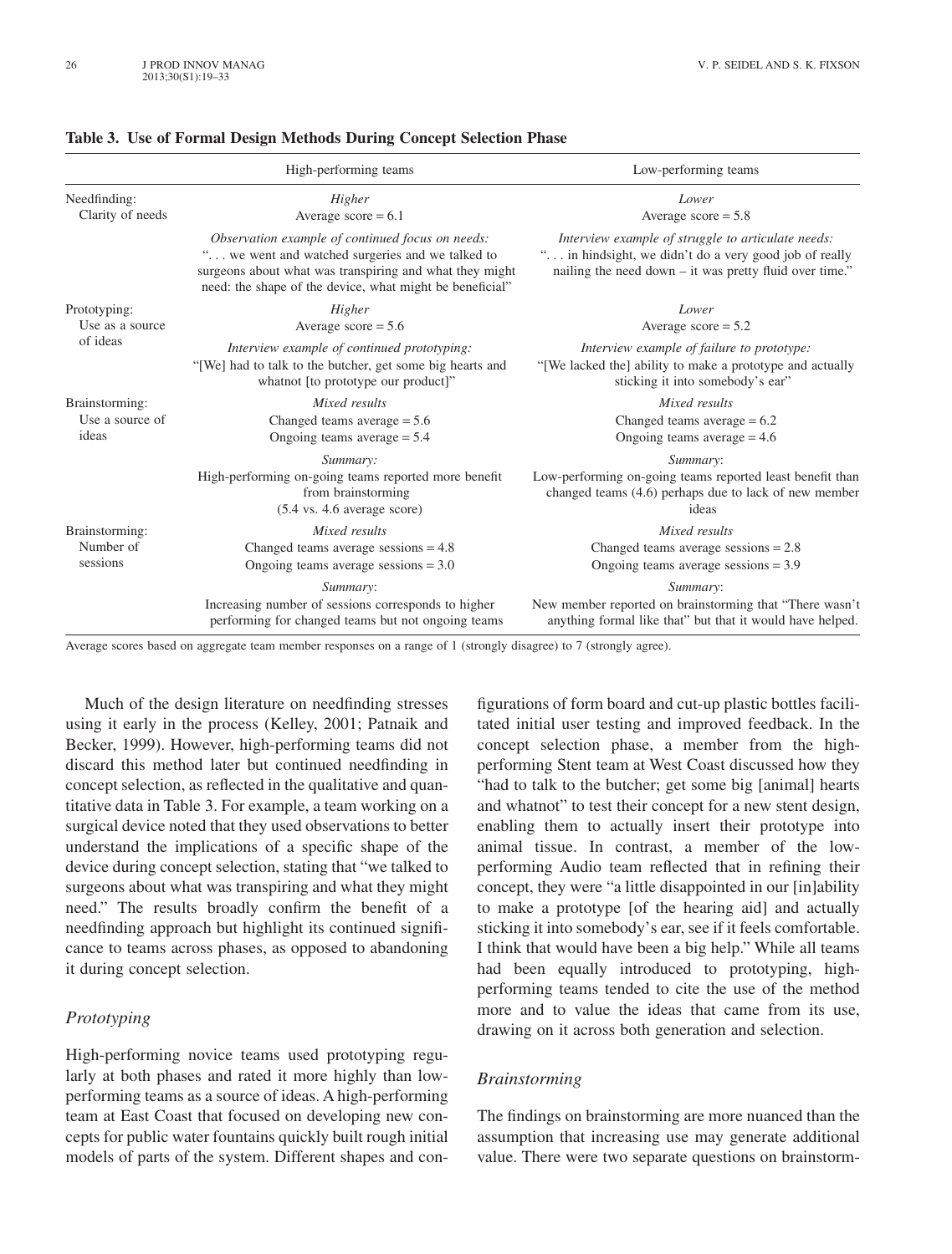**Table 3. Use of Formal Design Methods During Concept Selection Phase**

| | High-performing teams | Low-performing teams |
|---|---|---|
| Needfinding: Clarity of needs | *Higher* Average score = 6.1 | *Lower* Average score = 5.8 |
| | *Observation example of continued focus on needs:* ". . . we went and watched surgeries and we talked to surgeons about what was transpiring and what they might need: the shape of the device, what might be beneficial" | *Interview example of struggle to articulate needs:* ". . . in hindsight, we didn't do a very good job of really nailing the need down – it was pretty fluid over time." |
| Prototyping: Use as a source of ideas | *Higher* Average score = 5.6 | *Lower* Average score = 5.2 |
| | *Interview example of continued prototyping:* "[We] had to talk to the butcher, get some big hearts and whatnot [to prototype our product]" | *Interview example of failure to prototype:* "[We lacked the] ability to make a prototype and actually sticking it into somebody's ear" |
| Brainstorming: Use a source of ideas | *Mixed results* Changed teams average = 5.6 Ongoing teams average = 5.4 | *Mixed results* Changed teams average = 6.2 Ongoing teams average = 4.6 |
| | *Summary:* High-performing on-going teams reported more benefit from brainstorming (5.4 vs. 4.6 average score) | *Summary*: Low-performing on-going teams reported least benefit than changed teams (4.6) perhaps due to lack of new member ideas |
| Brainstorming: Number of sessions | *Mixed results* Changed teams average sessions = 4.8 Ongoing teams average sessions = 3.0 | *Mixed results* Changed teams average sessions = 2.8 Ongoing teams average sessions = 3.9 |
| | *Summary*: Increasing number of sessions corresponds to higher performing for changed teams but not ongoing teams | *Summary*: New member reported on brainstorming that "There wasn't anything formal like that" but that it would have helped. |

Average scores based on aggregate team member responses on a range of 1 (strongly disagree) to 7 (strongly agree).

Much of the design literature on needfinding stresses using it early in the process (Kelley, 2001; Patnaik and Becker, 1999). However, high-performing teams did not discard this method later but continued needfinding in concept selection, as reflected in the qualitative and quantitative data in Table 3. For example, a team working on a surgical device noted that they used observations to better understand the implications of a specific shape of the device during concept selection, stating that "we talked to surgeons about what was transpiring and what they might need." The results broadly confirm the benefit of a needfinding approach but highlight its continued significance to teams across phases, as opposed to abandoning it during concept selection.

### *Prototyping*

High-performing novice teams used prototyping regularly at both phases and rated it more highly than low-performing teams as a source of ideas. A high-performing team at East Coast that focused on developing new concepts for public water fountains quickly built rough initial models of parts of the system. Different shapes and configurations of form board and cut-up plastic bottles facilitated initial user testing and improved feedback. In the concept selection phase, a member from the high-performing Stent team at West Coast discussed how they "had to talk to the butcher; get some big [animal] hearts and whatnot" to test their concept for a new stent design, enabling them to actually insert their prototype into animal tissue. In contrast, a member of the low-performing Audio team reflected that in refining their concept, they were "a little disappointed in our [in]ability to make a prototype [of the hearing aid] and actually sticking it into somebody's ear, see if it feels comfortable. I think that would have been a big help." While all teams had been equally introduced to prototyping, high-performing teams tended to cite the use of the method more and to value the ideas that came from its use, drawing on it across both generation and selection.

### *Brainstorming*

The findings on brainstorming are more nuanced than the assumption that increasing use may generate additional value. There were two separate questions on brainstorm-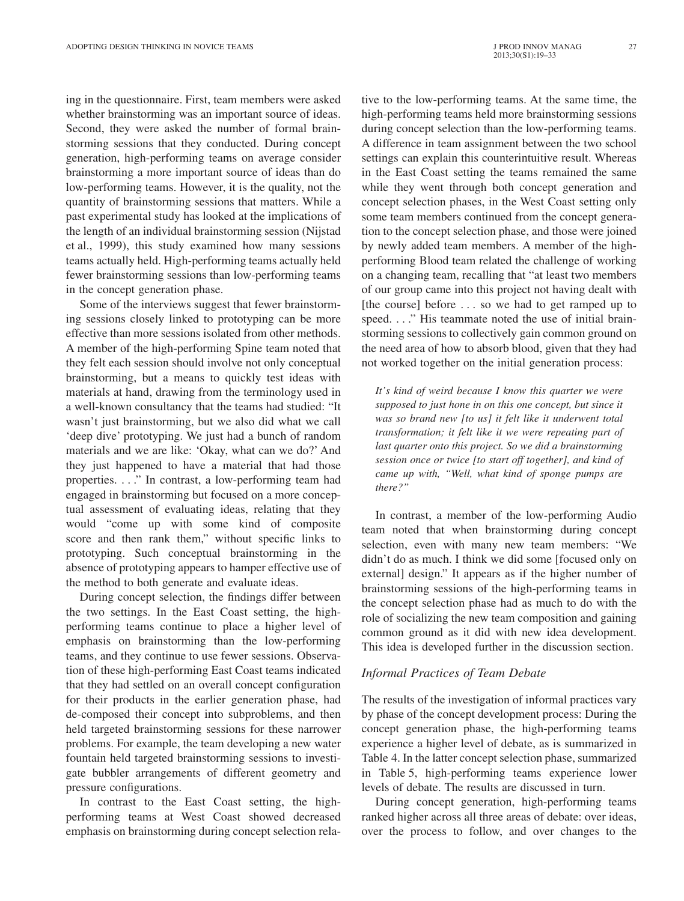ing in the questionnaire. First, team members were asked whether brainstorming was an important source of ideas. Second, they were asked the number of formal brainstorming sessions that they conducted. During concept generation, high-performing teams on average consider brainstorming a more important source of ideas than do low-performing teams. However, it is the quality, not the quantity of brainstorming sessions that matters. While a past experimental study has looked at the implications of the length of an individual brainstorming session (Nijstad et al., 1999), this study examined how many sessions teams actually held. High-performing teams actually held fewer brainstorming sessions than low-performing teams in the concept generation phase.

Some of the interviews suggest that fewer brainstorming sessions closely linked to prototyping can be more effective than more sessions isolated from other methods. A member of the high-performing Spine team noted that they felt each session should involve not only conceptual brainstorming, but a means to quickly test ideas with materials at hand, drawing from the terminology used in a well-known consultancy that the teams had studied: "It wasn't just brainstorming, but we also did what we call 'deep dive' prototyping. We just had a bunch of random materials and we are like: 'Okay, what can we do?' And they just happened to have a material that had those properties. . . ." In contrast, a low-performing team had engaged in brainstorming but focused on a more conceptual assessment of evaluating ideas, relating that they would "come up with some kind of composite score and then rank them," without specific links to prototyping. Such conceptual brainstorming in the absence of prototyping appears to hamper effective use of the method to both generate and evaluate ideas.

During concept selection, the findings differ between the two settings. In the East Coast setting, the high-performing teams continue to place a higher level of emphasis on brainstorming than the low-performing teams, and they continue to use fewer sessions. Observation of these high-performing East Coast teams indicated that they had settled on an overall concept configuration for their products in the earlier generation phase, had de-composed their concept into subproblems, and then held targeted brainstorming sessions for these narrower problems. For example, the team developing a new water fountain held targeted brainstorming sessions to investigate bubbler arrangements of different geometry and pressure configurations.

In contrast to the East Coast setting, the high-performing teams at West Coast showed decreased emphasis on brainstorming during concept selection relative to the low-performing teams. At the same time, the high-performing teams held more brainstorming sessions during concept selection than the low-performing teams. A difference in team assignment between the two school settings can explain this counterintuitive result. Whereas in the East Coast setting the teams remained the same while they went through both concept generation and concept selection phases, in the West Coast setting only some team members continued from the concept generation to the concept selection phase, and those were joined by newly added team members. A member of the high-performing Blood team related the challenge of working on a changing team, recalling that "at least two members of our group came into this project not having dealt with [the course] before . . . so we had to get ramped up to speed. . . ." His teammate noted the use of initial brainstorming sessions to collectively gain common ground on the need area of how to absorb blood, given that they had not worked together on the initial generation process:

> *It's kind of weird because I know this quarter we were supposed to just hone in on this one concept, but since it was so brand new [to us] it felt like it underwent total transformation; it felt like it we were repeating part of last quarter onto this project. So we did a brainstorming session once or twice [to start off together], and kind of came up with, "Well, what kind of sponge pumps are there?"*

In contrast, a member of the low-performing Audio team noted that when brainstorming during concept selection, even with many new team members: "We didn't do as much. I think we did some [focused only on external] design." It appears as if the higher number of brainstorming sessions of the high-performing teams in the concept selection phase had as much to do with the role of socializing the new team composition and gaining common ground as it did with new idea development. This idea is developed further in the discussion section.

### *Informal Practices of Team Debate*

The results of the investigation of informal practices vary by phase of the concept development process: During the concept generation phase, the high-performing teams experience a higher level of debate, as is summarized in Table 4. In the latter concept selection phase, summarized in Table 5, high-performing teams experience lower levels of debate. The results are discussed in turn.

During concept generation, high-performing teams ranked higher across all three areas of debate: over ideas, over the process to follow, and over changes to the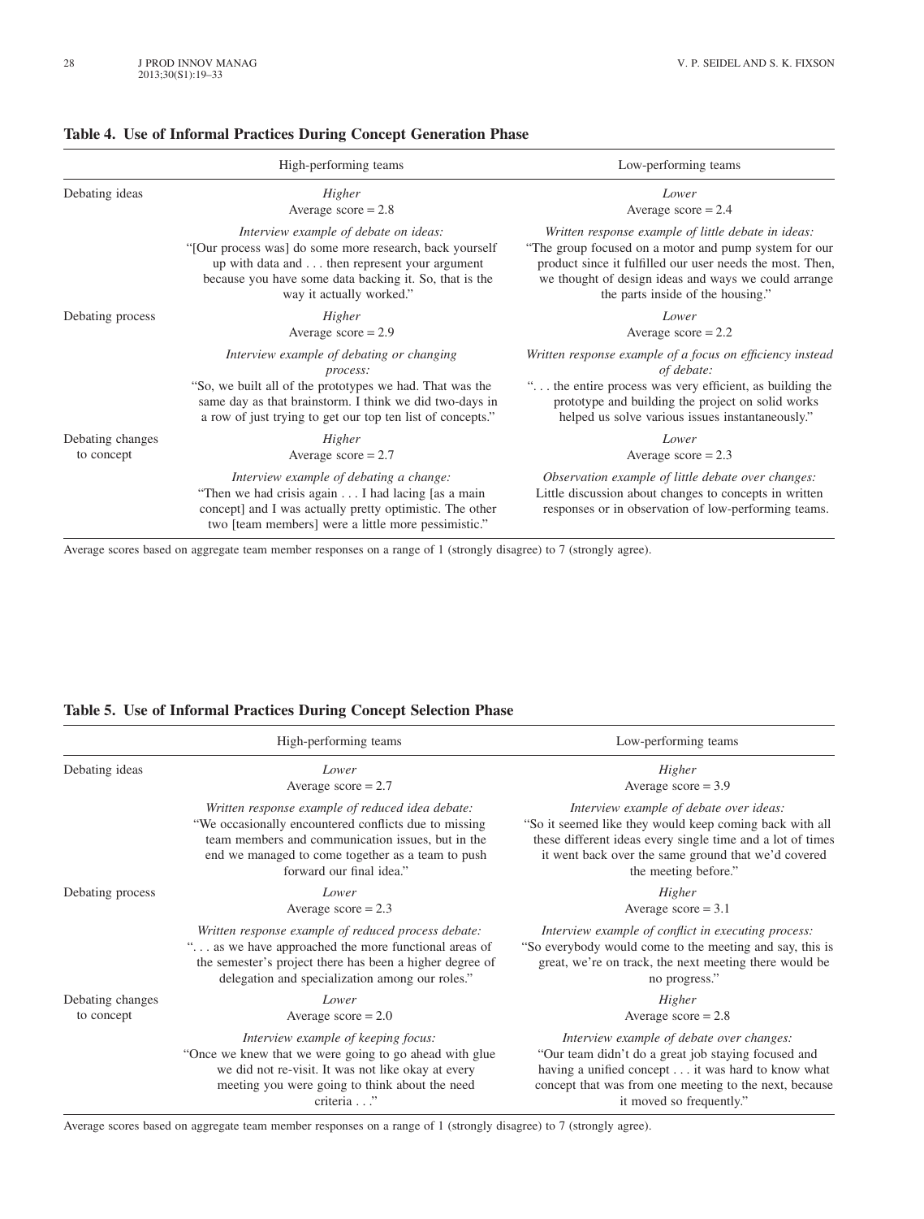**Table 4. Use of Informal Practices During Concept Generation Phase**

| | High-performing teams | Low-performing teams |
|---|---|---|
| Debating ideas | *Higher*<br>Average score = 2.8 | *Lower*<br>Average score = 2.4 |
| | *Interview example of debate on ideas:*<br>"[Our process was] do some more research, back yourself up with data and . . . then represent your argument because you have some data backing it. So, that is the way it actually worked." | *Written response example of little debate in ideas:*<br>"The group focused on a motor and pump system for our product since it fulfilled our user needs the most. Then, we thought of design ideas and ways we could arrange the parts inside of the housing." |
| Debating process | *Higher*<br>Average score = 2.9 | *Lower*<br>Average score = 2.2 |
| | *Interview example of debating or changing process:*<br>"So, we built all of the prototypes we had. That was the same day as that brainstorm. I think we did two-days in a row of just trying to get our top ten list of concepts." | *Written response example of a focus on efficiency instead of debate:*<br>". . . the entire process was very efficient, as building the prototype and building the project on solid works helped us solve various issues instantaneously." |
| Debating changes to concept | *Higher*<br>Average score = 2.7 | *Lower*<br>Average score = 2.3 |
| | *Interview example of debating a change:*<br>"Then we had crisis again . . . I had lacing [as a main concept] and I was actually pretty optimistic. The other two [team members] were a little more pessimistic." | *Observation example of little debate over changes:*<br>Little discussion about changes to concepts in written responses or in observation of low-performing teams. |

Average scores based on aggregate team member responses on a range of 1 (strongly disagree) to 7 (strongly agree).

**Table 5. Use of Informal Practices During Concept Selection Phase**

| | High-performing teams | Low-performing teams |
|---|---|---|
| Debating ideas | *Lower*<br>Average score = 2.7 | *Higher*<br>Average score = 3.9 |
| | *Written response example of reduced idea debate:*<br>"We occasionally encountered conflicts due to missing team members and communication issues, but in the end we managed to come together as a team to push forward our final idea." | *Interview example of debate over ideas:*<br>"So it seemed like they would keep coming back with all these different ideas every single time and a lot of times it went back over the same ground that we'd covered the meeting before." |
| Debating process | *Lower*<br>Average score = 2.3 | *Higher*<br>Average score = 3.1 |
| | *Written response example of reduced process debate:*<br>". . . as we have approached the more functional areas of the semester's project there has been a higher degree of delegation and specialization among our roles." | *Interview example of conflict in executing process:*<br>"So everybody would come to the meeting and say, this is great, we're on track, the next meeting there would be no progress." |
| Debating changes to concept | *Lower*<br>Average score = 2.0 | *Higher*<br>Average score = 2.8 |
| | *Interview example of keeping focus:*<br>"Once we knew that we were going to go ahead with glue we did not re-visit. It was not like okay at every meeting you were going to think about the need criteria . . ." | *Interview example of debate over changes:*<br>"Our team didn't do a great job staying focused and having a unified concept . . . it was hard to know what concept that was from one meeting to the next, because it moved so frequently." |

Average scores based on aggregate team member responses on a range of 1 (strongly disagree) to 7 (strongly agree).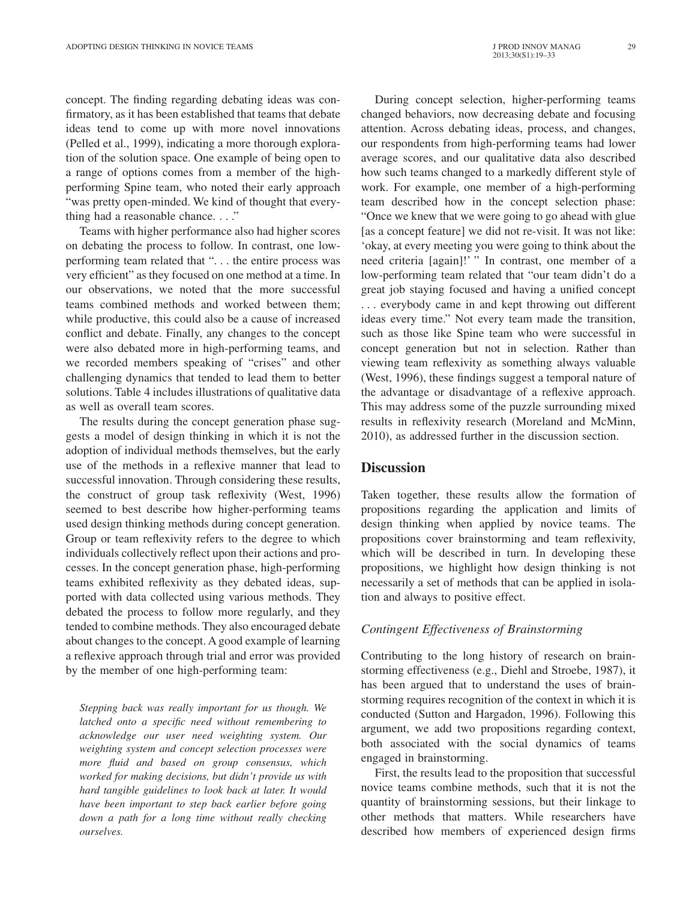concept. The finding regarding debating ideas was confirmatory, as it has been established that teams that debate ideas tend to come up with more novel innovations (Pelled et al., 1999), indicating a more thorough exploration of the solution space. One example of being open to a range of options comes from a member of the high-performing Spine team, who noted their early approach "was pretty open-minded. We kind of thought that everything had a reasonable chance. . . ."

Teams with higher performance also had higher scores on debating the process to follow. In contrast, one low-performing team related that ". . . the entire process was very efficient" as they focused on one method at a time. In our observations, we noted that the more successful teams combined methods and worked between them; while productive, this could also be a cause of increased conflict and debate. Finally, any changes to the concept were also debated more in high-performing teams, and we recorded members speaking of "crises" and other challenging dynamics that tended to lead them to better solutions. Table 4 includes illustrations of qualitative data as well as overall team scores.

The results during the concept generation phase suggests a model of design thinking in which it is not the adoption of individual methods themselves, but the early use of the methods in a reflexive manner that lead to successful innovation. Through considering these results, the construct of group task reflexivity (West, 1996) seemed to best describe how higher-performing teams used design thinking methods during concept generation. Group or team reflexivity refers to the degree to which individuals collectively reflect upon their actions and processes. In the concept generation phase, high-performing teams exhibited reflexivity as they debated ideas, supported with data collected using various methods. They debated the process to follow more regularly, and they tended to combine methods. They also encouraged debate about changes to the concept. A good example of learning a reflexive approach through trial and error was provided by the member of one high-performing team:

> *Stepping back was really important for us though. We latched onto a specific need without remembering to acknowledge our user need weighting system. Our weighting system and concept selection processes were more fluid and based on group consensus, which worked for making decisions, but didn't provide us with hard tangible guidelines to look back at later. It would have been important to step back earlier before going down a path for a long time without really checking ourselves.*

During concept selection, higher-performing teams changed behaviors, now decreasing debate and focusing attention. Across debating ideas, process, and changes, our respondents from high-performing teams had lower average scores, and our qualitative data also described how such teams changed to a markedly different style of work. For example, one member of a high-performing team described how in the concept selection phase: "Once we knew that we were going to go ahead with glue [as a concept feature] we did not re-visit. It was not like: 'okay, at every meeting you were going to think about the need criteria [again]!' " In contrast, one member of a low-performing team related that "our team didn't do a great job staying focused and having a unified concept . . . everybody came in and kept throwing out different ideas every time." Not every team made the transition, such as those like Spine team who were successful in concept generation but not in selection. Rather than viewing team reflexivity as something always valuable (West, 1996), these findings suggest a temporal nature of the advantage or disadvantage of a reflexive approach. This may address some of the puzzle surrounding mixed results in reflexivity research (Moreland and McMinn, 2010), as addressed further in the discussion section.

## Discussion

Taken together, these results allow the formation of propositions regarding the application and limits of design thinking when applied by novice teams. The propositions cover brainstorming and team reflexivity, which will be described in turn. In developing these propositions, we highlight how design thinking is not necessarily a set of methods that can be applied in isolation and always to positive effect.

### *Contingent Effectiveness of Brainstorming*

Contributing to the long history of research on brainstorming effectiveness (e.g., Diehl and Stroebe, 1987), it has been argued that to understand the uses of brainstorming requires recognition of the context in which it is conducted (Sutton and Hargadon, 1996). Following this argument, we add two propositions regarding context, both associated with the social dynamics of teams engaged in brainstorming.

First, the results lead to the proposition that successful novice teams combine methods, such that it is not the quantity of brainstorming sessions, but their linkage to other methods that matters. While researchers have described how members of experienced design firms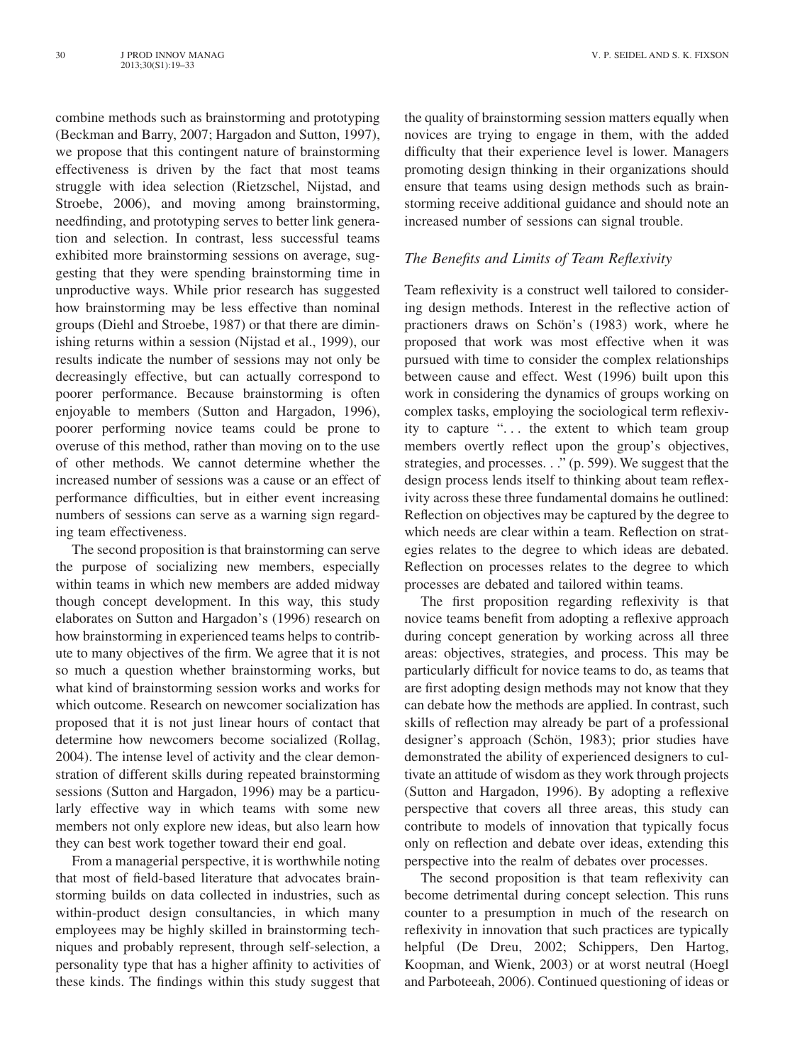combine methods such as brainstorming and prototyping (Beckman and Barry, 2007; Hargadon and Sutton, 1997), we propose that this contingent nature of brainstorming effectiveness is driven by the fact that most teams struggle with idea selection (Rietzschel, Nijstad, and Stroebe, 2006), and moving among brainstorming, needfinding, and prototyping serves to better link generation and selection. In contrast, less successful teams exhibited more brainstorming sessions on average, suggesting that they were spending brainstorming time in unproductive ways. While prior research has suggested how brainstorming may be less effective than nominal groups (Diehl and Stroebe, 1987) or that there are diminishing returns within a session (Nijstad et al., 1999), our results indicate the number of sessions may not only be decreasingly effective, but can actually correspond to poorer performance. Because brainstorming is often enjoyable to members (Sutton and Hargadon, 1996), poorer performing novice teams could be prone to overuse of this method, rather than moving on to the use of other methods. We cannot determine whether the increased number of sessions was a cause or an effect of performance difficulties, but in either event increasing numbers of sessions can serve as a warning sign regarding team effectiveness.

The second proposition is that brainstorming can serve the purpose of socializing new members, especially within teams in which new members are added midway though concept development. In this way, this study elaborates on Sutton and Hargadon's (1996) research on how brainstorming in experienced teams helps to contribute to many objectives of the firm. We agree that it is not so much a question whether brainstorming works, but what kind of brainstorming session works and works for which outcome. Research on newcomer socialization has proposed that it is not just linear hours of contact that determine how newcomers become socialized (Rollag, 2004). The intense level of activity and the clear demonstration of different skills during repeated brainstorming sessions (Sutton and Hargadon, 1996) may be a particularly effective way in which teams with some new members not only explore new ideas, but also learn how they can best work together toward their end goal.

From a managerial perspective, it is worthwhile noting that most of field-based literature that advocates brainstorming builds on data collected in industries, such as within-product design consultancies, in which many employees may be highly skilled in brainstorming techniques and probably represent, through self-selection, a personality type that has a higher affinity to activities of these kinds. The findings within this study suggest that the quality of brainstorming session matters equally when novices are trying to engage in them, with the added difficulty that their experience level is lower. Managers promoting design thinking in their organizations should ensure that teams using design methods such as brainstorming receive additional guidance and should note an increased number of sessions can signal trouble.

### *The Benefits and Limits of Team Reflexivity*

Team reflexivity is a construct well tailored to considering design methods. Interest in the reflective action of practioners draws on Schön's (1983) work, where he proposed that work was most effective when it was pursued with time to consider the complex relationships between cause and effect. West (1996) built upon this work in considering the dynamics of groups working on complex tasks, employing the sociological term reflexivity to capture ". . . the extent to which team group members overtly reflect upon the group's objectives, strategies, and processes. . ." (p. 599). We suggest that the design process lends itself to thinking about team reflexivity across these three fundamental domains he outlined: Reflection on objectives may be captured by the degree to which needs are clear within a team. Reflection on strategies relates to the degree to which ideas are debated. Reflection on processes relates to the degree to which processes are debated and tailored within teams.

The first proposition regarding reflexivity is that novice teams benefit from adopting a reflexive approach during concept generation by working across all three areas: objectives, strategies, and process. This may be particularly difficult for novice teams to do, as teams that are first adopting design methods may not know that they can debate how the methods are applied. In contrast, such skills of reflection may already be part of a professional designer's approach (Schön, 1983); prior studies have demonstrated the ability of experienced designers to cultivate an attitude of wisdom as they work through projects (Sutton and Hargadon, 1996). By adopting a reflexive perspective that covers all three areas, this study can contribute to models of innovation that typically focus only on reflection and debate over ideas, extending this perspective into the realm of debates over processes.

The second proposition is that team reflexivity can become detrimental during concept selection. This runs counter to a presumption in much of the research on reflexivity in innovation that such practices are typically helpful (De Dreu, 2002; Schippers, Den Hartog, Koopman, and Wienk, 2003) or at worst neutral (Hoegl and Parboteeah, 2006). Continued questioning of ideas or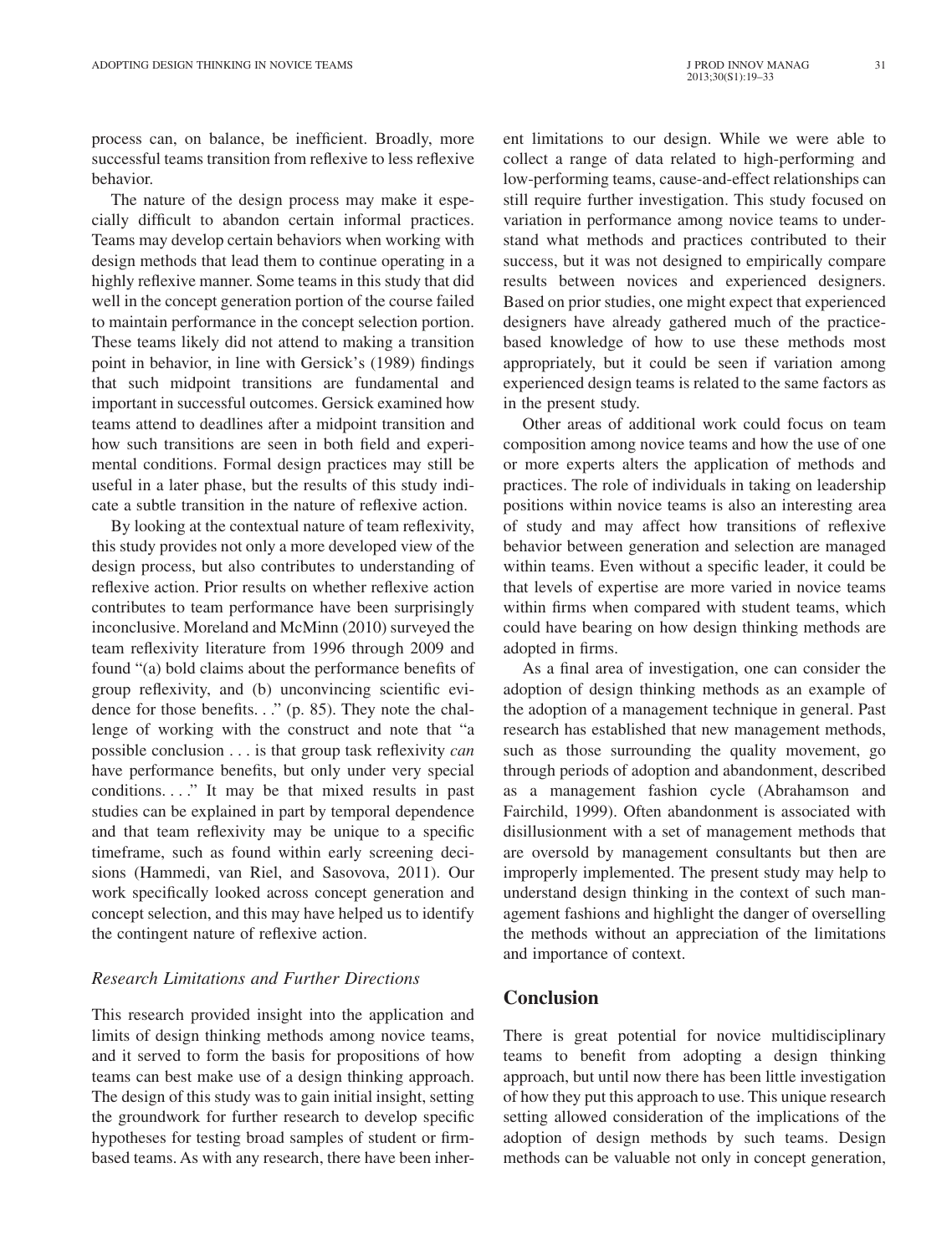process can, on balance, be inefficient. Broadly, more successful teams transition from reflexive to less reflexive behavior.

The nature of the design process may make it especially difficult to abandon certain informal practices. Teams may develop certain behaviors when working with design methods that lead them to continue operating in a highly reflexive manner. Some teams in this study that did well in the concept generation portion of the course failed to maintain performance in the concept selection portion. These teams likely did not attend to making a transition point in behavior, in line with Gersick's (1989) findings that such midpoint transitions are fundamental and important in successful outcomes. Gersick examined how teams attend to deadlines after a midpoint transition and how such transitions are seen in both field and experimental conditions. Formal design practices may still be useful in a later phase, but the results of this study indicate a subtle transition in the nature of reflexive action.

By looking at the contextual nature of team reflexivity, this study provides not only a more developed view of the design process, but also contributes to understanding of reflexive action. Prior results on whether reflexive action contributes to team performance have been surprisingly inconclusive. Moreland and McMinn (2010) surveyed the team reflexivity literature from 1996 through 2009 and found "(a) bold claims about the performance benefits of group reflexivity, and (b) unconvincing scientific evidence for those benefits. . ." (p. 85). They note the challenge of working with the construct and note that "a possible conclusion . . . is that group task reflexivity *can* have performance benefits, but only under very special conditions. . . ." It may be that mixed results in past studies can be explained in part by temporal dependence and that team reflexivity may be unique to a specific timeframe, such as found within early screening decisions (Hammedi, van Riel, and Sasovova, 2011). Our work specifically looked across concept generation and concept selection, and this may have helped us to identify the contingent nature of reflexive action.

### *Research Limitations and Further Directions*

This research provided insight into the application and limits of design thinking methods among novice teams, and it served to form the basis for propositions of how teams can best make use of a design thinking approach. The design of this study was to gain initial insight, setting the groundwork for further research to develop specific hypotheses for testing broad samples of student or firm-based teams. As with any research, there have been inherent limitations to our design. While we were able to collect a range of data related to high-performing and low-performing teams, cause-and-effect relationships can still require further investigation. This study focused on variation in performance among novice teams to understand what methods and practices contributed to their success, but it was not designed to empirically compare results between novices and experienced designers. Based on prior studies, one might expect that experienced designers have already gathered much of the practice-based knowledge of how to use these methods most appropriately, but it could be seen if variation among experienced design teams is related to the same factors as in the present study.

Other areas of additional work could focus on team composition among novice teams and how the use of one or more experts alters the application of methods and practices. The role of individuals in taking on leadership positions within novice teams is also an interesting area of study and may affect how transitions of reflexive behavior between generation and selection are managed within teams. Even without a specific leader, it could be that levels of expertise are more varied in novice teams within firms when compared with student teams, which could have bearing on how design thinking methods are adopted in firms.

As a final area of investigation, one can consider the adoption of design thinking methods as an example of the adoption of a management technique in general. Past research has established that new management methods, such as those surrounding the quality movement, go through periods of adoption and abandonment, described as a management fashion cycle (Abrahamson and Fairchild, 1999). Often abandonment is associated with disillusionment with a set of management methods that are oversold by management consultants but then are improperly implemented. The present study may help to understand design thinking in the context of such management fashions and highlight the danger of overselling the methods without an appreciation of the limitations and importance of context.

## Conclusion

There is great potential for novice multidisciplinary teams to benefit from adopting a design thinking approach, but until now there has been little investigation of how they put this approach to use. This unique research setting allowed consideration of the implications of the adoption of design methods by such teams. Design methods can be valuable not only in concept generation,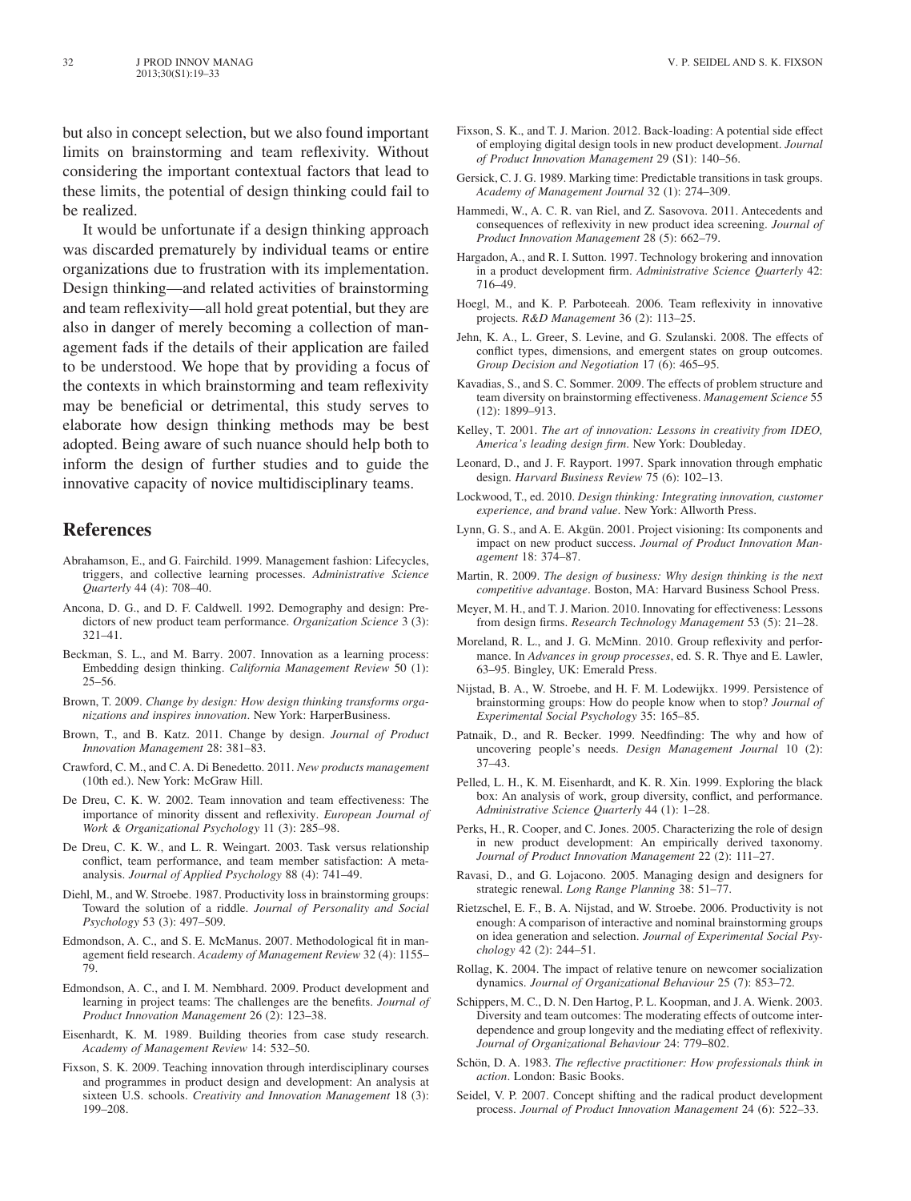but also in concept selection, but we also found important limits on brainstorming and team reflexivity. Without considering the important contextual factors that lead to these limits, the potential of design thinking could fail to be realized.

It would be unfortunate if a design thinking approach was discarded prematurely by individual teams or entire organizations due to frustration with its implementation. Design thinking—and related activities of brainstorming and team reflexivity—all hold great potential, but they are also in danger of merely becoming a collection of management fads if the details of their application are failed to be understood. We hope that by providing a focus of the contexts in which brainstorming and team reflexivity may be beneficial or detrimental, this study serves to elaborate how design thinking methods may be best adopted. Being aware of such nuance should help both to inform the design of further studies and to guide the innovative capacity of novice multidisciplinary teams.

## References

Abrahamson, E., and G. Fairchild. 1999. Management fashion: Lifecycles, triggers, and collective learning processes. *Administrative Science Quarterly* 44 (4): 708–40.

Ancona, D. G., and D. F. Caldwell. 1992. Demography and design: Predictors of new product team performance. *Organization Science* 3 (3): 321–41.

Beckman, S. L., and M. Barry. 2007. Innovation as a learning process: Embedding design thinking. *California Management Review* 50 (1): 25–56.

Brown, T. 2009. *Change by design: How design thinking transforms organizations and inspires innovation*. New York: HarperBusiness.

Brown, T., and B. Katz. 2011. Change by design. *Journal of Product Innovation Management* 28: 381–83.

Crawford, C. M., and C. A. Di Benedetto. 2011. *New products management* (10th ed.). New York: McGraw Hill.

De Dreu, C. K. W. 2002. Team innovation and team effectiveness: The importance of minority dissent and reflexivity. *European Journal of Work & Organizational Psychology* 11 (3): 285–98.

De Dreu, C. K. W., and L. R. Weingart. 2003. Task versus relationship conflict, team performance, and team member satisfaction: A meta-analysis. *Journal of Applied Psychology* 88 (4): 741–49.

Diehl, M., and W. Stroebe. 1987. Productivity loss in brainstorming groups: Toward the solution of a riddle. *Journal of Personality and Social Psychology* 53 (3): 497–509.

Edmondson, A. C., and S. E. McManus. 2007. Methodological fit in management field research. *Academy of Management Review* 32 (4): 1155–79.

Edmondson, A. C., and I. M. Nembhard. 2009. Product development and learning in project teams: The challenges are the benefits. *Journal of Product Innovation Management* 26 (2): 123–38.

Eisenhardt, K. M. 1989. Building theories from case study research. *Academy of Management Review* 14: 532–50.

Fixson, S. K. 2009. Teaching innovation through interdisciplinary courses and programmes in product design and development: An analysis at sixteen U.S. schools. *Creativity and Innovation Management* 18 (3): 199–208.

Fixson, S. K., and T. J. Marion. 2012. Back-loading: A potential side effect of employing digital design tools in new product development. *Journal of Product Innovation Management* 29 (S1): 140–56.

Gersick, C. J. G. 1989. Marking time: Predictable transitions in task groups. *Academy of Management Journal* 32 (1): 274–309.

Hammedi, W., A. C. R. van Riel, and Z. Sasovova. 2011. Antecedents and consequences of reflexivity in new product idea screening. *Journal of Product Innovation Management* 28 (5): 662–79.

Hargadon, A., and R. I. Sutton. 1997. Technology brokering and innovation in a product development firm. *Administrative Science Quarterly* 42: 716–49.

Hoegl, M., and K. P. Parboteeah. 2006. Team reflexivity in innovative projects. *R&D Management* 36 (2): 113–25.

Jehn, K. A., L. Greer, S. Levine, and G. Szulanski. 2008. The effects of conflict types, dimensions, and emergent states on group outcomes. *Group Decision and Negotiation* 17 (6): 465–95.

Kavadias, S., and S. C. Sommer. 2009. The effects of problem structure and team diversity on brainstorming effectiveness. *Management Science* 55 (12): 1899–913.

Kelley, T. 2001. *The art of innovation: Lessons in creativity from IDEO, America's leading design firm*. New York: Doubleday.

Leonard, D., and J. F. Rayport. 1997. Spark innovation through emphatic design. *Harvard Business Review* 75 (6): 102–13.

Lockwood, T., ed. 2010. *Design thinking: Integrating innovation, customer experience, and brand value*. New York: Allworth Press.

Lynn, G. S., and A. E. Akgün. 2001. Project visioning: Its components and impact on new product success. *Journal of Product Innovation Management* 18: 374–87.

Martin, R. 2009. *The design of business: Why design thinking is the next competitive advantage*. Boston, MA: Harvard Business School Press.

Meyer, M. H., and T. J. Marion. 2010. Innovating for effectiveness: Lessons from design firms. *Research Technology Management* 53 (5): 21–28.

Moreland, R. L., and J. G. McMinn. 2010. Group reflexivity and performance. In *Advances in group processes*, ed. S. R. Thye and E. Lawler, 63–95. Bingley, UK: Emerald Press.

Nijstad, B. A., W. Stroebe, and H. F. M. Lodewijkx. 1999. Persistence of brainstorming groups: How do people know when to stop? *Journal of Experimental Social Psychology* 35: 165–85.

Patnaik, D., and R. Becker. 1999. Needfinding: The why and how of uncovering people's needs. *Design Management Journal* 10 (2): 37–43.

Pelled, L. H., K. M. Eisenhardt, and K. R. Xin. 1999. Exploring the black box: An analysis of work, group diversity, conflict, and performance. *Administrative Science Quarterly* 44 (1): 1–28.

Perks, H., R. Cooper, and C. Jones. 2005. Characterizing the role of design in new product development: An empirically derived taxonomy. *Journal of Product Innovation Management* 22 (2): 111–27.

Ravasi, D., and G. Lojacono. 2005. Managing design and designers for strategic renewal. *Long Range Planning* 38: 51–77.

Rietzschel, E. F., B. A. Nijstad, and W. Stroebe. 2006. Productivity is not enough: A comparison of interactive and nominal brainstorming groups on idea generation and selection. *Journal of Experimental Social Psychology* 42 (2): 244–51.

Rollag, K. 2004. The impact of relative tenure on newcomer socialization dynamics. *Journal of Organizational Behaviour* 25 (7): 853–72.

Schippers, M. C., D. N. Den Hartog, P. L. Koopman, and J. A. Wienk. 2003. Diversity and team outcomes: The moderating effects of outcome interdependence and group longevity and the mediating effect of reflexivity. *Journal of Organizational Behaviour* 24: 779–802.

Schön, D. A. 1983. *The reflective practitioner: How professionals think in action*. London: Basic Books.

Seidel, V. P. 2007. Concept shifting and the radical product development process. *Journal of Product Innovation Management* 24 (6): 522–33.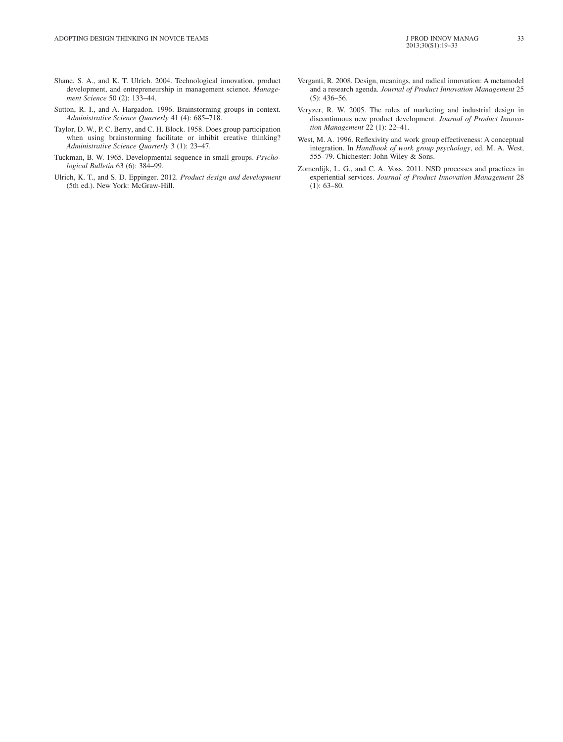Shane, S. A., and K. T. Ulrich. 2004. Technological innovation, product development, and entrepreneurship in management science. *Management Science* 50 (2): 133–44.

Sutton, R. I., and A. Hargadon. 1996. Brainstorming groups in context. *Administrative Science Quarterly* 41 (4): 685–718.

Taylor, D. W., P. C. Berry, and C. H. Block. 1958. Does group participation when using brainstorming facilitate or inhibit creative thinking? *Administrative Science Quarterly* 3 (1): 23–47.

Tuckman, B. W. 1965. Developmental sequence in small groups. *Psychological Bulletin* 63 (6): 384–99.

Ulrich, K. T., and S. D. Eppinger. 2012. *Product design and development* (5th ed.). New York: McGraw-Hill.

Verganti, R. 2008. Design, meanings, and radical innovation: A metamodel and a research agenda. *Journal of Product Innovation Management* 25 (5): 436–56.

Veryzer, R. W. 2005. The roles of marketing and industrial design in discontinuous new product development. *Journal of Product Innovation Management* 22 (1): 22–41.

West, M. A. 1996. Reflexivity and work group effectiveness: A conceptual integration. In *Handbook of work group psychology*, ed. M. A. West, 555–79. Chichester: John Wiley & Sons.

Zomerdijk, L. G., and C. A. Voss. 2011. NSD processes and practices in experiential services. *Journal of Product Innovation Management* 28 (1): 63–80.